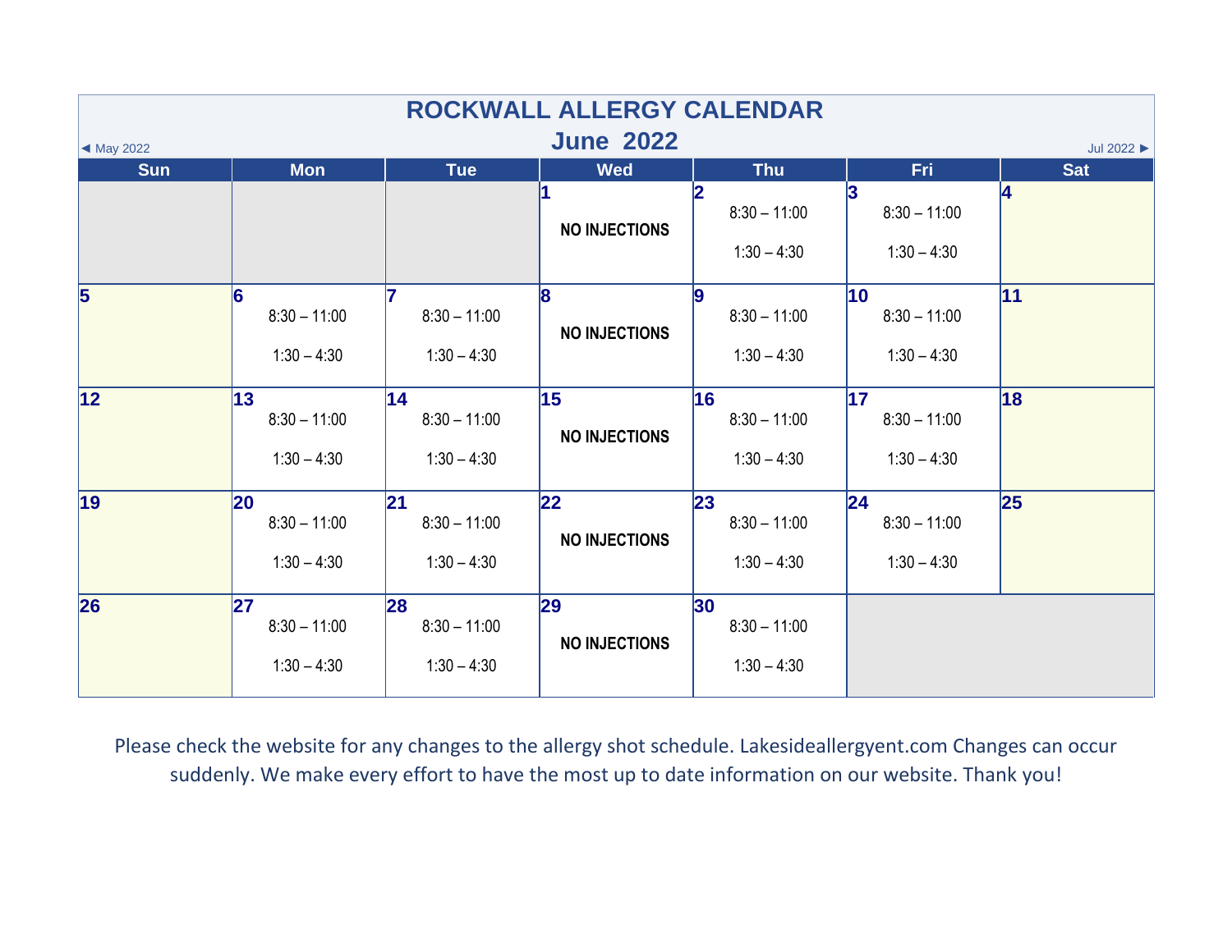# ROCKWALL ALLERGY CALENDAR

## June 2022

◄ May 2022 | Jul 2022 ►

| Sun | Mon | Tue | Wed | Thu | Fri | Sat |
|---|---|---|---|---|---|---|
| | | | **1** NO INJECTIONS | **2** 8:30 – 11:00 1:30 – 4:30 | **3** 8:30 – 11:00 1:30 – 4:30 | **4** |
| **5** | **6** 8:30 – 11:00 1:30 – 4:30 | **7** 8:30 – 11:00 1:30 – 4:30 | **8** NO INJECTIONS | **9** 8:30 – 11:00 1:30 – 4:30 | **10** 8:30 – 11:00 1:30 – 4:30 | **11** |
| **12** | **13** 8:30 – 11:00 1:30 – 4:30 | **14** 8:30 – 11:00 1:30 – 4:30 | **15** NO INJECTIONS | **16** 8:30 – 11:00 1:30 – 4:30 | **17** 8:30 – 11:00 1:30 – 4:30 | **18** |
| **19** | **20** 8:30 – 11:00 1:30 – 4:30 | **21** 8:30 – 11:00 1:30 – 4:30 | **22** NO INJECTIONS | **23** 8:30 – 11:00 1:30 – 4:30 | **24** 8:30 – 11:00 1:30 – 4:30 | **25** |
| **26** | **27** 8:30 – 11:00 1:30 – 4:30 | **28** 8:30 – 11:00 1:30 – 4:30 | **29** NO INJECTIONS | **30** 8:30 – 11:00 1:30 – 4:30 | | |

Please check the website for any changes to the allergy shot schedule. Lakesideallergyent.com Changes can occur suddenly. We make every effort to have the most up to date information on our website. Thank you!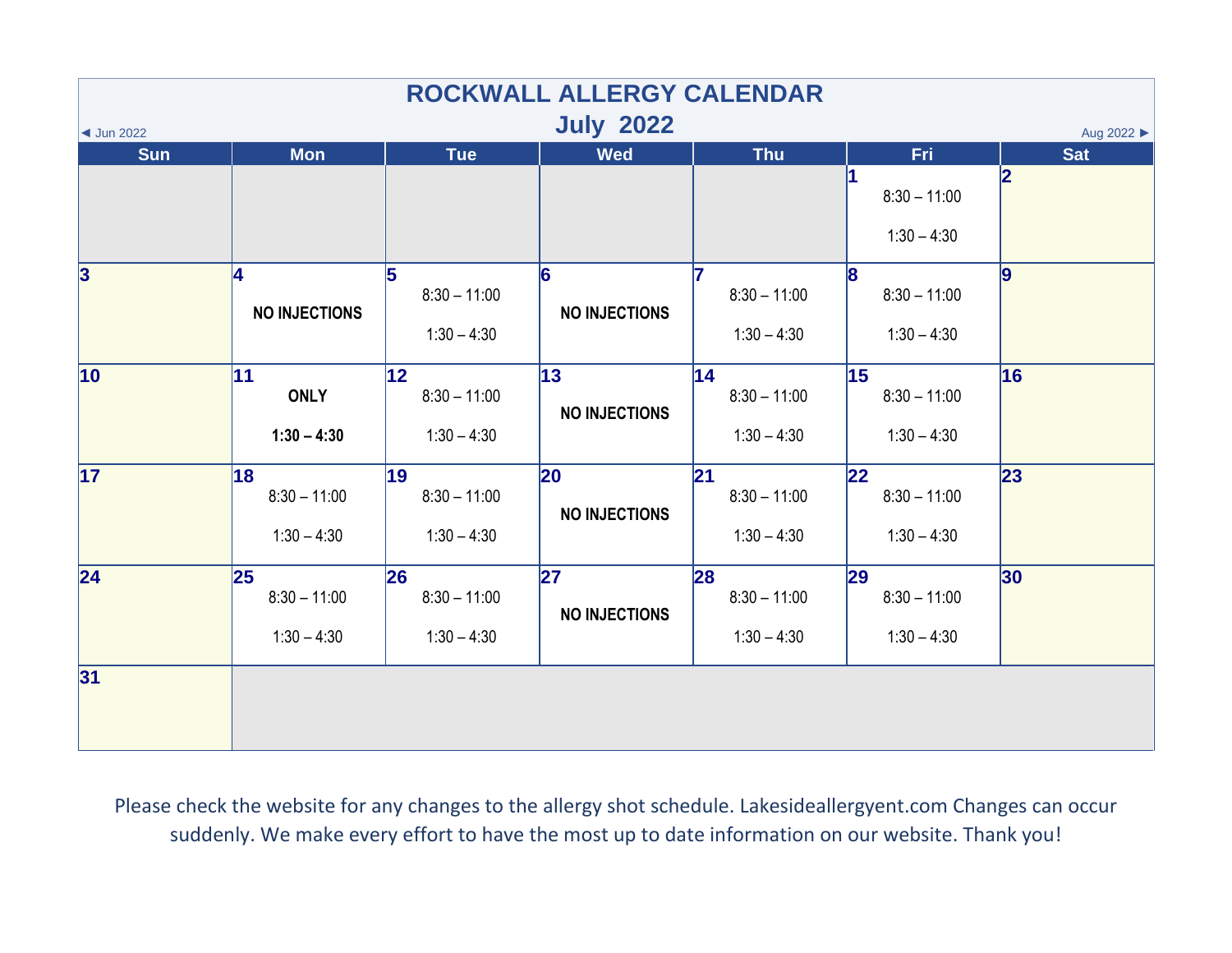# ROCKWALL ALLERGY CALENDAR

## July 2022

◄ Jun 2022 | Aug 2022 ►

| Sun | Mon | Tue | Wed | Thu | Fri | Sat |
|---|---|---|---|---|---|---|
| | | | | | 1 8:30 – 11:00 1:30 – 4:30 | 2 |
| 3 | 4 **NO INJECTIONS** | 5 8:30 – 11:00 1:30 – 4:30 | 6 **NO INJECTIONS** | 7 8:30 – 11:00 1:30 – 4:30 | 8 8:30 – 11:00 1:30 – 4:30 | 9 |
| 10 | 11 **ONLY 1:30 – 4:30** | 12 8:30 – 11:00 1:30 – 4:30 | 13 **NO INJECTIONS** | 14 8:30 – 11:00 1:30 – 4:30 | 15 8:30 – 11:00 1:30 – 4:30 | 16 |
| 17 | 18 8:30 – 11:00 1:30 – 4:30 | 19 8:30 – 11:00 1:30 – 4:30 | 20 **NO INJECTIONS** | 21 8:30 – 11:00 1:30 – 4:30 | 22 8:30 – 11:00 1:30 – 4:30 | 23 |
| 24 | 25 8:30 – 11:00 1:30 – 4:30 | 26 8:30 – 11:00 1:30 – 4:30 | 27 **NO INJECTIONS** | 28 8:30 – 11:00 1:30 – 4:30 | 29 8:30 – 11:00 1:30 – 4:30 | 30 |
| 31 | | | | | | |

Please check the website for any changes to the allergy shot schedule. Lakesideallergyent.com Changes can occur suddenly. We make every effort to have the most up to date information on our website. Thank you!